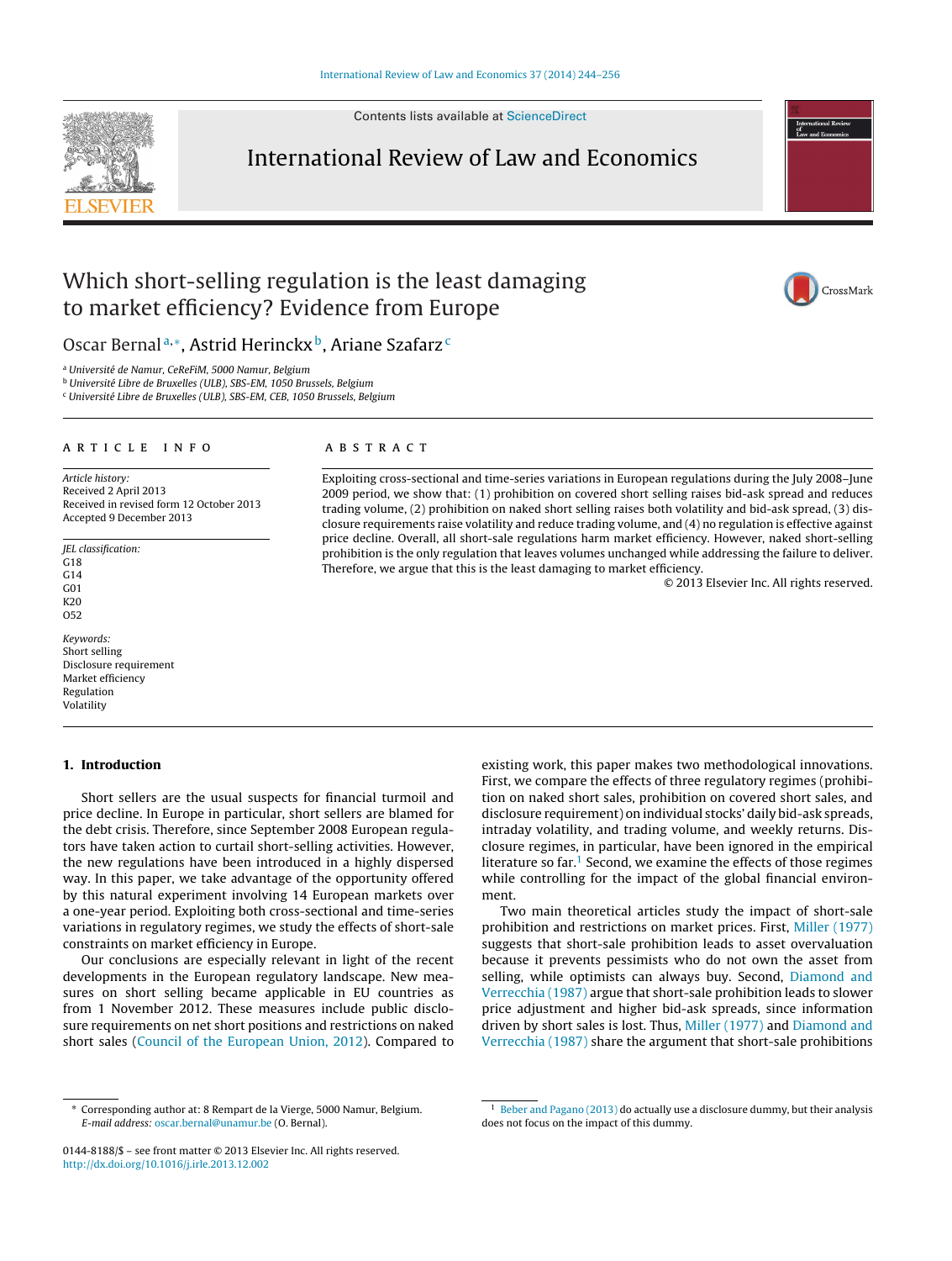# Which short-selling regulation is the least damaging to market efficiency? Evidence from Europe

Oscar Bernal[a,*], Astrid Herinckx[b], Ariane Szafarz[c]

[a] Université de Namur, CeReFiM, 5000 Namur, Belgium
[b] Université Libre de Bruxelles (ULB), SBS-EM, 1050 Brussels, Belgium
[c] Université Libre de Bruxelles (ULB), SBS-EM, CEB, 1050 Brussels, Belgium

## ARTICLE INFO

*Article history:*
Received 2 April 2013
Received in revised form 12 October 2013
Accepted 9 December 2013

*JEL classification:*
G18
G14
G01
K20
O52

*Keywords:*
Short selling
Disclosure requirement
Market efficiency
Regulation
Volatility

## ABSTRACT

Exploiting cross-sectional and time-series variations in European regulations during the July 2008–June 2009 period, we show that: (1) prohibition on covered short selling raises bid-ask spread and reduces trading volume, (2) prohibition on naked short selling raises both volatility and bid-ask spread, (3) disclosure requirements raise volatility and reduce trading volume, and (4) no regulation is effective against price decline. Overall, all short-sale regulations harm market efficiency. However, naked short-selling prohibition is the only regulation that leaves volumes unchanged while addressing the failure to deliver. Therefore, we argue that this is the least damaging to market efficiency.

© 2013 Elsevier Inc. All rights reserved.

## 1. Introduction

Short sellers are the usual suspects for financial turmoil and price decline. In Europe in particular, short sellers are blamed for the debt crisis. Therefore, since September 2008 European regulators have taken action to curtail short-selling activities. However, the new regulations have been introduced in a highly dispersed way. In this paper, we take advantage of the opportunity offered by this natural experiment involving 14 European markets over a one-year period. Exploiting both cross-sectional and time-series variations in regulatory regimes, we study the effects of short-sale constraints on market efficiency in Europe.

Our conclusions are especially relevant in light of the recent developments in the European regulatory landscape. New measures on short selling became applicable in EU countries as from 1 November 2012. These measures include public disclosure requirements on net short positions and restrictions on naked short sales (Council of the European Union, 2012). Compared to existing work, this paper makes two methodological innovations. First, we compare the effects of three regulatory regimes (prohibition on naked short sales, prohibition on covered short sales, and disclosure requirement) on individual stocks' daily bid-ask spreads, intraday volatility, and trading volume, and weekly returns. Disclosure regimes, in particular, have been ignored in the empirical literature so far.[1] Second, we examine the effects of those regimes while controlling for the impact of the global financial environment.

Two main theoretical articles study the impact of short-sale prohibition and restrictions on market prices. First, Miller (1977) suggests that short-sale prohibition leads to asset overvaluation because it prevents pessimists who do not own the asset from selling, while optimists can always buy. Second, Diamond and Verrecchia (1987) argue that short-sale prohibition leads to slower price adjustment and higher bid-ask spreads, since information driven by short sales is lost. Thus, Miller (1977) and Diamond and Verrecchia (1987) share the argument that short-sale prohibitions

---

* Corresponding author at: 8 Rempart de la Vierge, 5000 Namur, Belgium.
*E-mail address:* oscar.bernal@unamur.be (O. Bernal).

[1] Beber and Pagano (2013) do actually use a disclosure dummy, but their analysis does not focus on the impact of this dummy.

0144-8188/$ – see front matter © 2013 Elsevier Inc. All rights reserved.
http://dx.doi.org/10.1016/j.irle.2013.12.002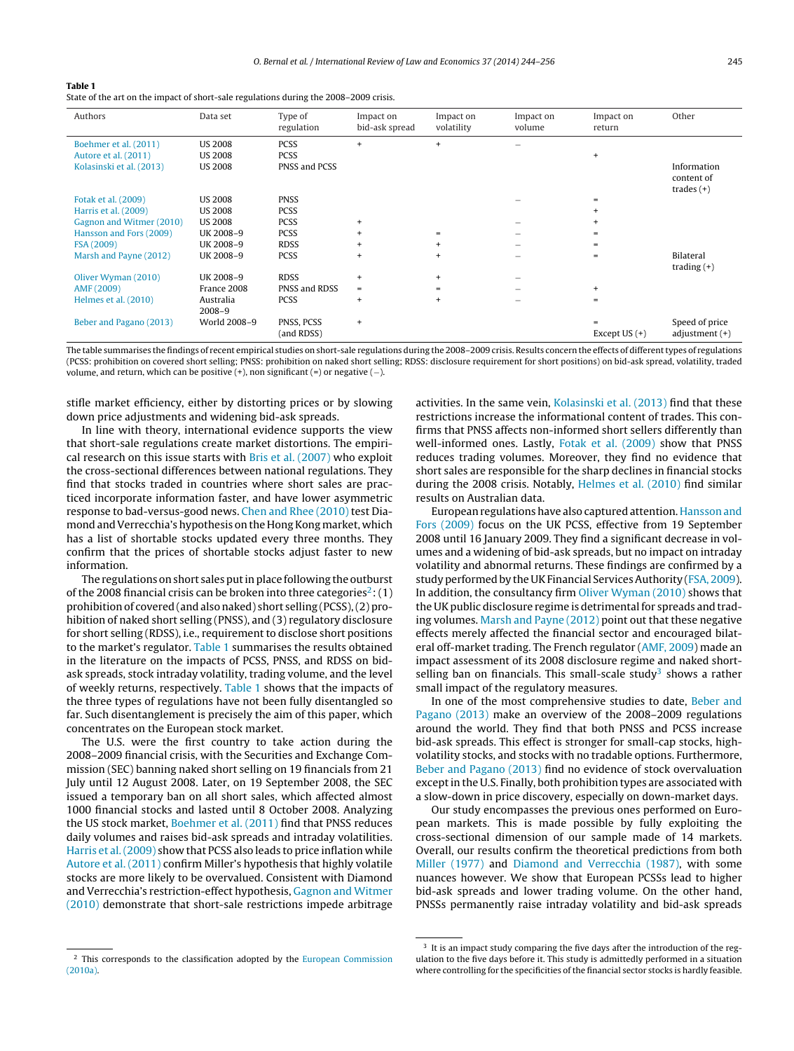**Table 1**
State of the art on the impact of short-sale regulations during the 2008–2009 crisis.

| Authors | Data set | Type of regulation | Impact on bid-ask spread | Impact on volatility | Impact on volume | Impact on return | Other |
|---|---|---|---|---|---|---|---|
| Boehmer et al. (2011) | US 2008 | PCSS | + | + | – | | |
| Autore et al. (2011) | US 2008 | PCSS | | | | + | |
| Kolasinski et al. (2013) | US 2008 | PNSS and PCSS | | | | | Information content of trades (+) |
| Fotak et al. (2009) | US 2008 | PNSS | | | – | = | |
| Harris et al. (2009) | US 2008 | PCSS | | | | + | |
| Gagnon and Witmer (2010) | US 2008 | PCSS | + | | – | + | |
| Hansson and Fors (2009) | UK 2008–9 | PCSS | + | = | – | = | |
| FSA (2009) | UK 2008–9 | RDSS | + | + | – | = | |
| Marsh and Payne (2012) | UK 2008–9 | PCSS | + | + | – | = | Bilateral trading (+) |
| Oliver Wyman (2010) | UK 2008–9 | RDSS | + | + | – | | |
| AMF (2009) | France 2008 | PNSS and RDSS | = | = | – | + | |
| Helmes et al. (2010) | Australia 2008–9 | PCSS | + | + | – | = | |
| Beber and Pagano (2013) | World 2008–9 | PNSS, PCSS (and RDSS) | + | | | = Except US (+) | Speed of price adjustment (+) |

The table summarises the findings of recent empirical studies on short-sale regulations during the 2008–2009 crisis. Results concern the effects of different types of regulations (PCSS: prohibition on covered short selling; PNSS: prohibition on naked short selling; RDSS: disclosure requirement for short positions) on bid-ask spread, volatility, traded volume, and return, which can be positive (+), non significant (=) or negative (–).

stifle market efficiency, either by distorting prices or by slowing down price adjustments and widening bid-ask spreads.

In line with theory, international evidence supports the view that short-sale regulations create market distortions. The empirical research on this issue starts with Bris et al. (2007) who exploit the cross-sectional differences between national regulations. They find that stocks traded in countries where short sales are practiced incorporate information faster, and have lower asymmetric response to bad-versus-good news. Chen and Rhee (2010) test Diamond and Verrecchia's hypothesis on the Hong Kong market, which has a list of shortable stocks updated every three months. They confirm that the prices of shortable stocks adjust faster to new information.

The regulations on short sales put in place following the outburst of the 2008 financial crisis can be broken into three categories[2]: (1) prohibition of covered (and also naked) short selling (PCSS), (2) prohibition of naked short selling (PNSS), and (3) regulatory disclosure for short selling (RDSS), i.e., requirement to disclose short positions to the market's regulator. Table 1 summarises the results obtained in the literature on the impacts of PCSS, PNSS, and RDSS on bid-ask spreads, stock intraday volatility, trading volume, and the level of weekly returns, respectively. Table 1 shows that the impacts of the three types of regulations have not been fully disentangled so far. Such disentanglement is precisely the aim of this paper, which concentrates on the European stock market.

The U.S. were the first country to take action during the 2008–2009 financial crisis, with the Securities and Exchange Commission (SEC) banning naked short selling on 19 financials from 21 July until 12 August 2008. Later, on 19 September 2008, the SEC issued a temporary ban on all short sales, which affected almost 1000 financial stocks and lasted until 8 October 2008. Analyzing the US stock market, Boehmer et al. (2011) find that PNSS reduces daily volumes and raises bid-ask spreads and intraday volatilities. Harris et al. (2009) show that PCSS also leads to price inflation while Autore et al. (2011) confirm Miller's hypothesis that highly volatile stocks are more likely to be overvalued. Consistent with Diamond and Verrecchia's restriction-effect hypothesis, Gagnon and Witmer (2010) demonstrate that short-sale restrictions impede arbitrage activities. In the same vein, Kolasinski et al. (2013) find that these restrictions increase the informational content of trades. This confirms that PNSS affects non-informed short sellers differently than well-informed ones. Lastly, Fotak et al. (2009) show that PNSS reduces trading volumes. Moreover, they find no evidence that short sales are responsible for the sharp declines in financial stocks during the 2008 crisis. Notably, Helmes et al. (2010) find similar results on Australian data.

European regulations have also captured attention. Hansson and Fors (2009) focus on the UK PCSS, effective from 19 September 2008 until 16 January 2009. They find a significant decrease in volumes and a widening of bid-ask spreads, but no impact on intraday volatility and abnormal returns. These findings are confirmed by a study performed by the UK Financial Services Authority (FSA, 2009). In addition, the consultancy firm Oliver Wyman (2010) shows that the UK public disclosure regime is detrimental for spreads and trading volumes. Marsh and Payne (2012) point out that these negative effects merely affected the financial sector and encouraged bilateral off-market trading. The French regulator (AMF, 2009) made an impact assessment of its 2008 disclosure regime and naked short-selling ban on financials. This small-scale study[3] shows a rather small impact of the regulatory measures.

In one of the most comprehensive studies to date, Beber and Pagano (2013) make an overview of the 2008–2009 regulations around the world. They find that both PNSS and PCSS increase bid-ask spreads. This effect is stronger for small-cap stocks, high-volatility stocks, and stocks with no tradable options. Furthermore, Beber and Pagano (2013) find no evidence of stock overvaluation except in the U.S. Finally, both prohibition types are associated with a slow-down in price discovery, especially on down-market days.

Our study encompasses the previous ones performed on European markets. This is made possible by fully exploiting the cross-sectional dimension of our sample made of 14 markets. Overall, our results confirm the theoretical predictions from both Miller (1977) and Diamond and Verrecchia (1987), with some nuances however. We show that European PCSSs lead to higher bid-ask spreads and lower trading volume. On the other hand, PNSSs permanently raise intraday volatility and bid-ask spreads

[2] This corresponds to the classification adopted by the European Commission (2010a).

[3] It is an impact study comparing the five days after the introduction of the regulation to the five days before it. This study is admittedly performed in a situation where controlling for the specificities of the financial sector stocks is hardly feasible.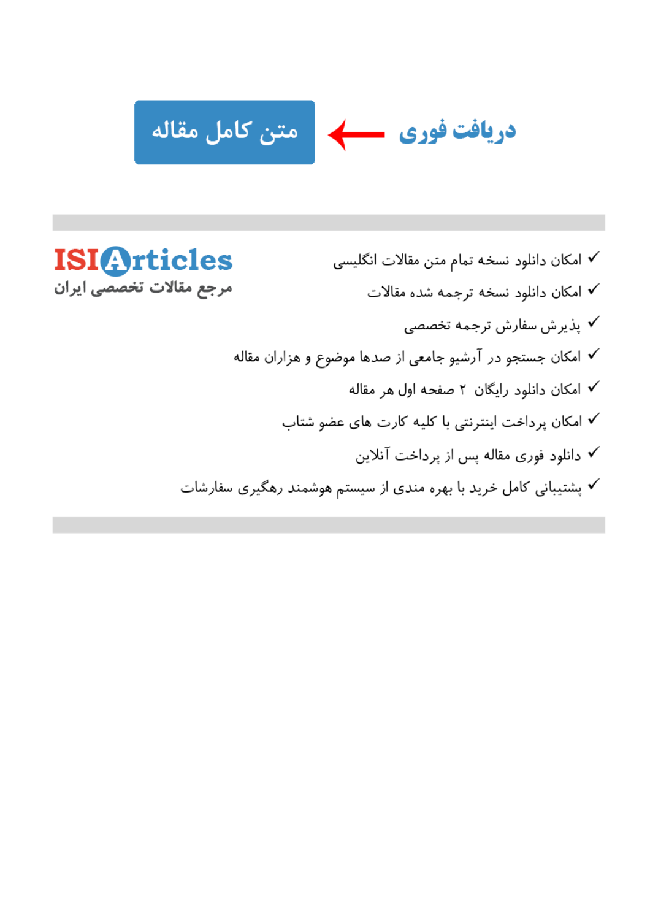دریافت فوری ← متن کامل مقاله

**ISIArticles**
مرجع مقالات تخصصی ایران

- ✓ امکان دانلود نسخه تمام متن مقالات انگلیسی
- ✓ امکان دانلود نسخه ترجمه شده مقالات
- ✓ پذیرش سفارش ترجمه تخصصی
- ✓ امکان جستجو در آرشیو جامعی از صدها موضوع و هزاران مقاله
- ✓ امکان دانلود رایگان ۲ صفحه اول هر مقاله
- ✓ امکان پرداخت اینترنتی با کلیه کارت های عضو شتاب
- ✓ دانلود فوری مقاله پس از پرداخت آنلاین
- ✓ پشتیبانی کامل خرید با بهره مندی از سیستم هوشمند رهگیری سفارشات